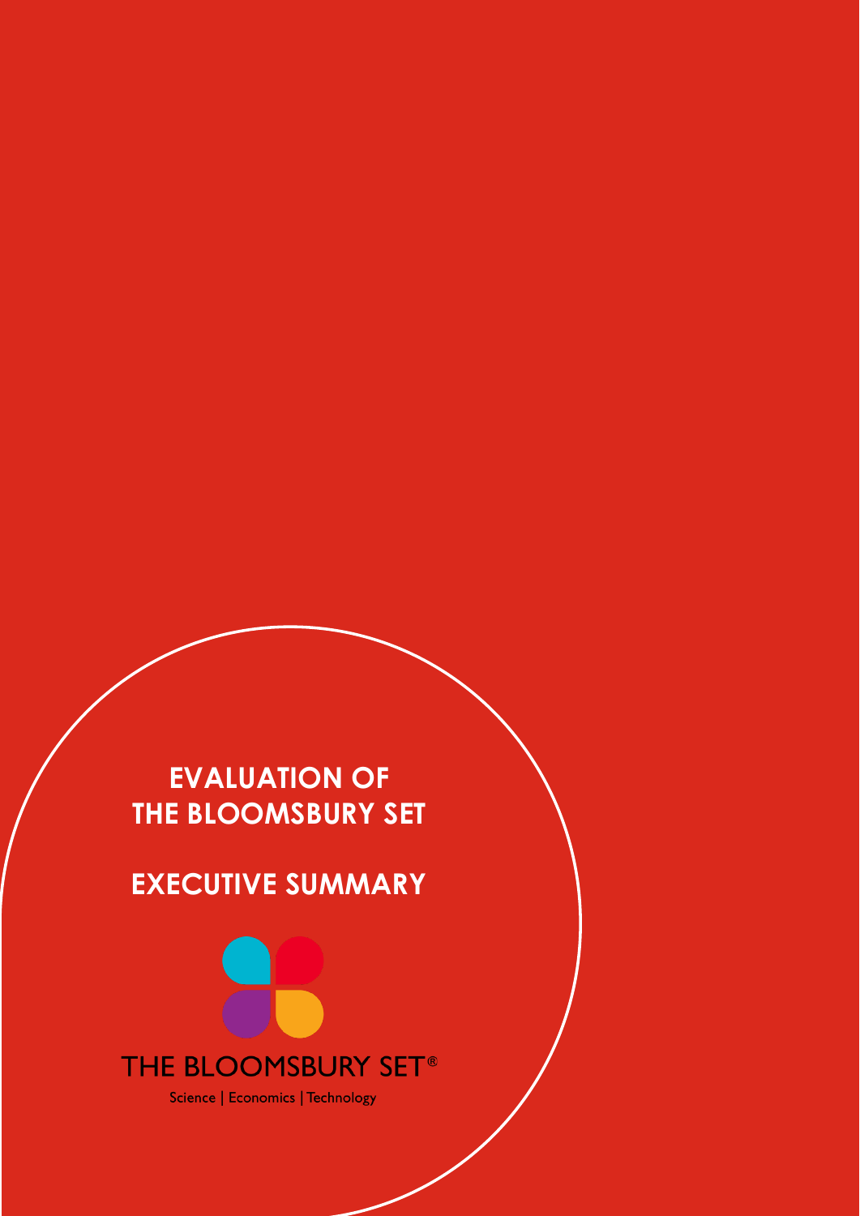# EVALUATION OF THE BLOOMSBURY SET

# EXECUTIVE SUMMARY

THE BLOOMSBURY SET®

Science | Economics | Technology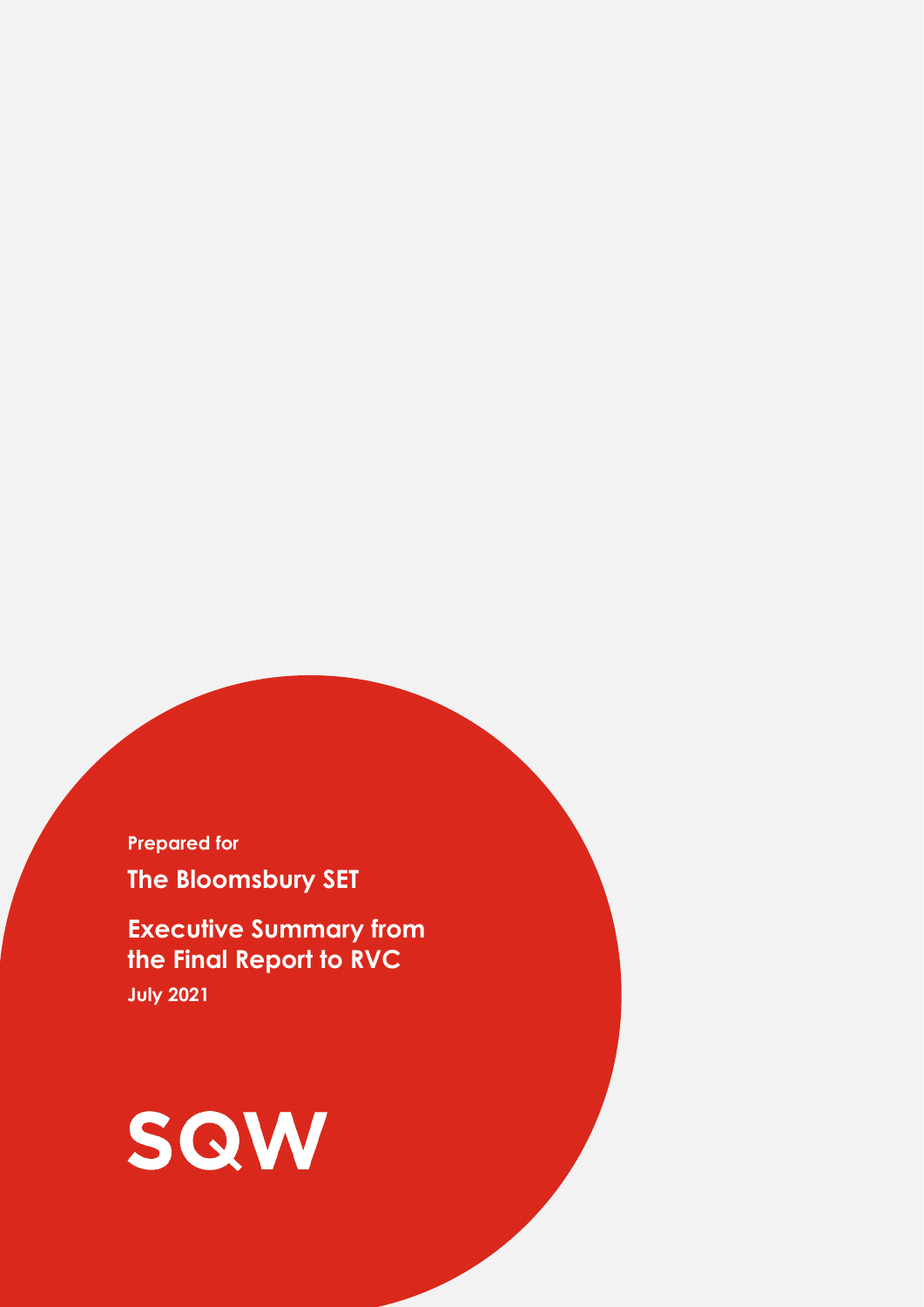Prepared for

**The Bloomsbury SET**

**Executive Summary from the Final Report to RVC**

**July 2021**

**SQW**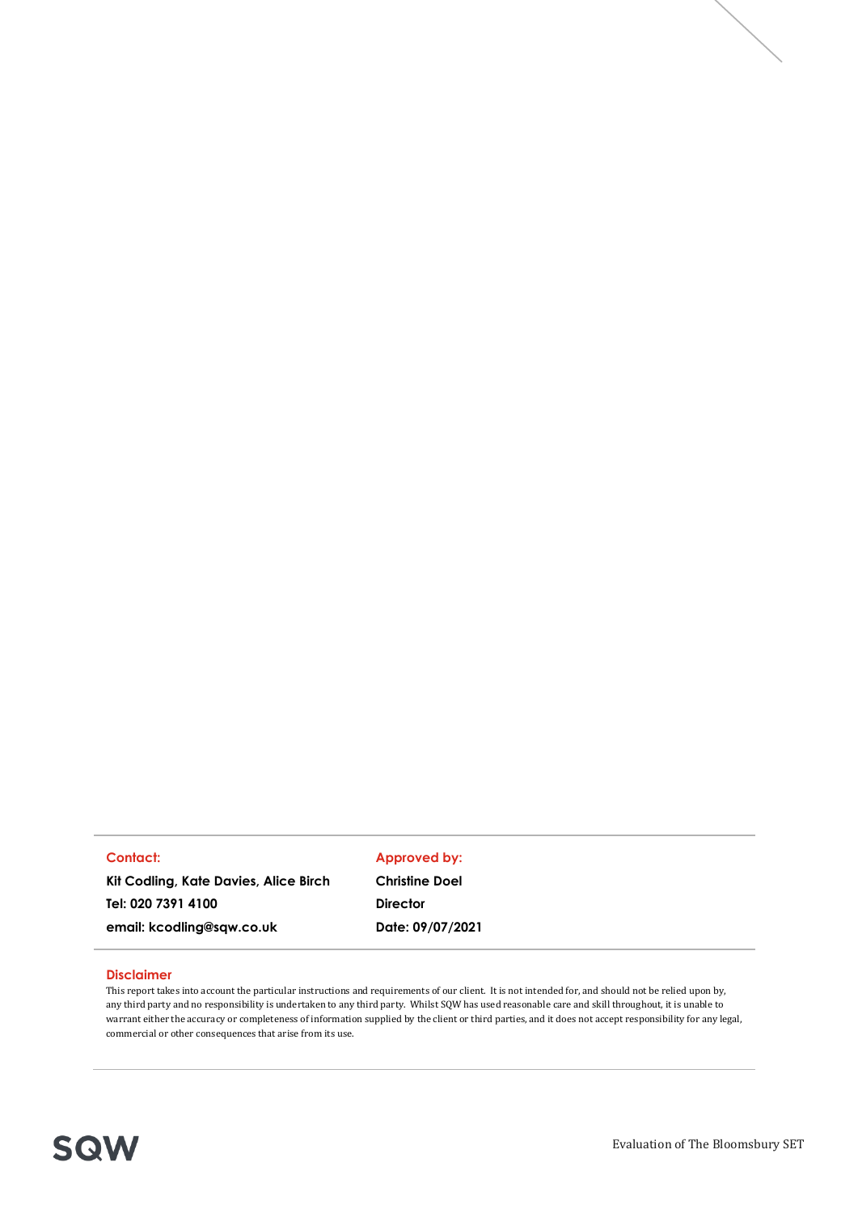| **Contact:** | **Approved by:** |
| --- | --- |
| **Kit Codling, Kate Davies, Alice Birch** | **Christine Doel** |
| **Tel: 020 7391 4100** | **Director** |
| **email: kcodling@sqw.co.uk** | **Date: 09/07/2021** |

**Disclaimer**

This report takes into account the particular instructions and requirements of our client. It is not intended for, and should not be relied upon by, any third party and no responsibility is undertaken to any third party. Whilst SQW has used reasonable care and skill throughout, it is unable to warrant either the accuracy or completeness of information supplied by the client or third parties, and it does not accept responsibility for any legal, commercial or other consequences that arise from its use.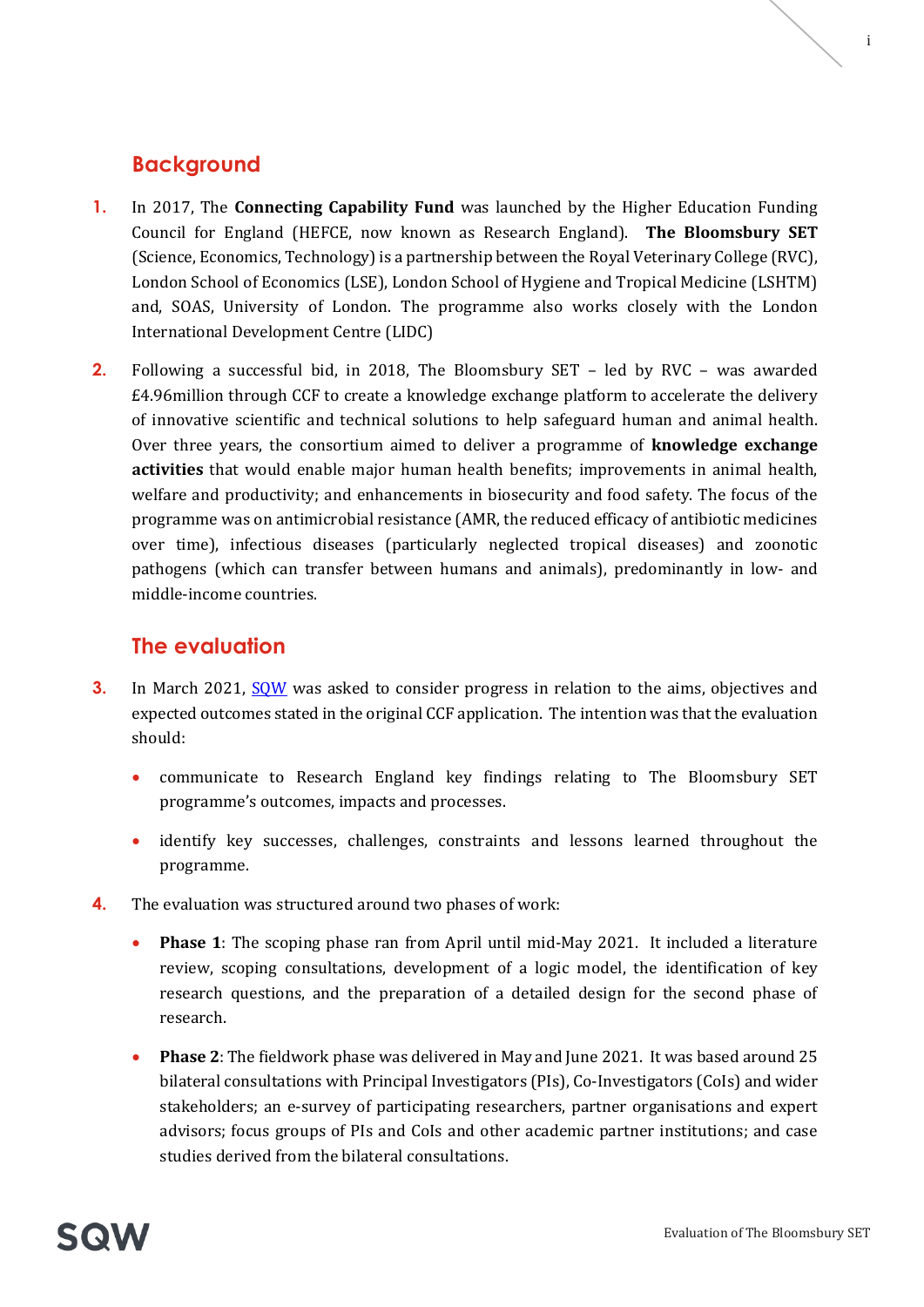## Background

1. In 2017, The **Connecting Capability Fund** was launched by the Higher Education Funding Council for England (HEFCE, now known as Research England). **The Bloomsbury SET** (Science, Economics, Technology) is a partnership between the Royal Veterinary College (RVC), London School of Economics (LSE), London School of Hygiene and Tropical Medicine (LSHTM) and, SOAS, University of London. The programme also works closely with the London International Development Centre (LIDC)

2. Following a successful bid, in 2018, The Bloomsbury SET – led by RVC – was awarded £4.96million through CCF to create a knowledge exchange platform to accelerate the delivery of innovative scientific and technical solutions to help safeguard human and animal health. Over three years, the consortium aimed to deliver a programme of **knowledge exchange activities** that would enable major human health benefits; improvements in animal health, welfare and productivity; and enhancements in biosecurity and food safety. The focus of the programme was on antimicrobial resistance (AMR, the reduced efficacy of antibiotic medicines over time), infectious diseases (particularly neglected tropical diseases) and zoonotic pathogens (which can transfer between humans and animals), predominantly in low- and middle-income countries.

## The evaluation

3. In March 2021, SQW was asked to consider progress in relation to the aims, objectives and expected outcomes stated in the original CCF application. The intention was that the evaluation should:

   - communicate to Research England key findings relating to The Bloomsbury SET programme's outcomes, impacts and processes.
   - identify key successes, challenges, constraints and lessons learned throughout the programme.

4. The evaluation was structured around two phases of work:

   - **Phase 1**: The scoping phase ran from April until mid-May 2021. It included a literature review, scoping consultations, development of a logic model, the identification of key research questions, and the preparation of a detailed design for the second phase of research.
   - **Phase 2**: The fieldwork phase was delivered in May and June 2021. It was based around 25 bilateral consultations with Principal Investigators (PIs), Co-Investigators (CoIs) and wider stakeholders; an e-survey of participating researchers, partner organisations and expert advisors; focus groups of PIs and CoIs and other academic partner institutions; and case studies derived from the bilateral consultations.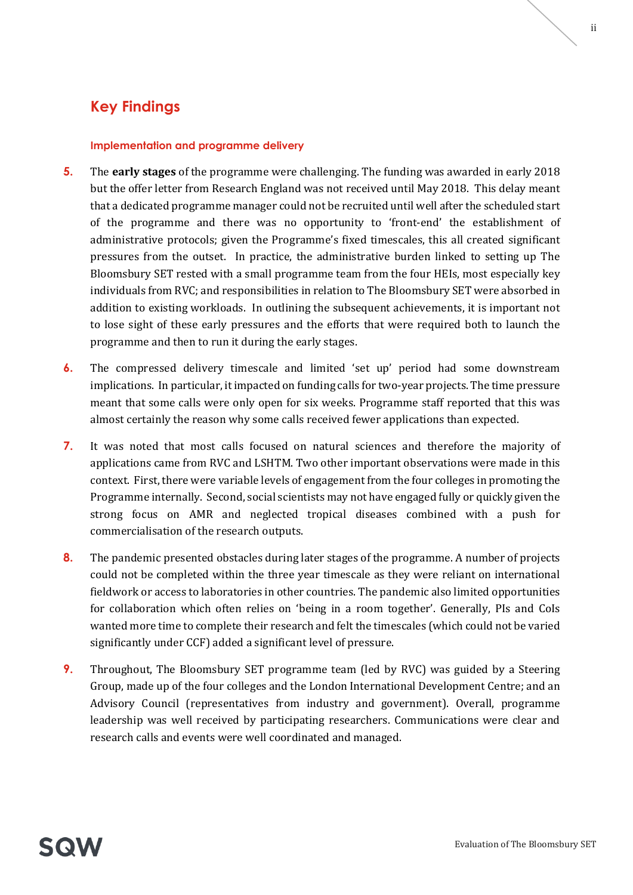## Key Findings

### Implementation and programme delivery

5. The **early stages** of the programme were challenging. The funding was awarded in early 2018 but the offer letter from Research England was not received until May 2018. This delay meant that a dedicated programme manager could not be recruited until well after the scheduled start of the programme and there was no opportunity to 'front-end' the establishment of administrative protocols; given the Programme's fixed timescales, this all created significant pressures from the outset. In practice, the administrative burden linked to setting up The Bloomsbury SET rested with a small programme team from the four HEIs, most especially key individuals from RVC; and responsibilities in relation to The Bloomsbury SET were absorbed in addition to existing workloads. In outlining the subsequent achievements, it is important not to lose sight of these early pressures and the efforts that were required both to launch the programme and then to run it during the early stages.

6. The compressed delivery timescale and limited 'set up' period had some downstream implications. In particular, it impacted on funding calls for two-year projects. The time pressure meant that some calls were only open for six weeks. Programme staff reported that this was almost certainly the reason why some calls received fewer applications than expected.

7. It was noted that most calls focused on natural sciences and therefore the majority of applications came from RVC and LSHTM. Two other important observations were made in this context. First, there were variable levels of engagement from the four colleges in promoting the Programme internally. Second, social scientists may not have engaged fully or quickly given the strong focus on AMR and neglected tropical diseases combined with a push for commercialisation of the research outputs.

8. The pandemic presented obstacles during later stages of the programme. A number of projects could not be completed within the three year timescale as they were reliant on international fieldwork or access to laboratories in other countries. The pandemic also limited opportunities for collaboration which often relies on 'being in a room together'. Generally, PIs and CoIs wanted more time to complete their research and felt the timescales (which could not be varied significantly under CCF) added a significant level of pressure.

9. Throughout, The Bloomsbury SET programme team (led by RVC) was guided by a Steering Group, made up of the four colleges and the London International Development Centre; and an Advisory Council (representatives from industry and government). Overall, programme leadership was well received by participating researchers. Communications were clear and research calls and events were well coordinated and managed.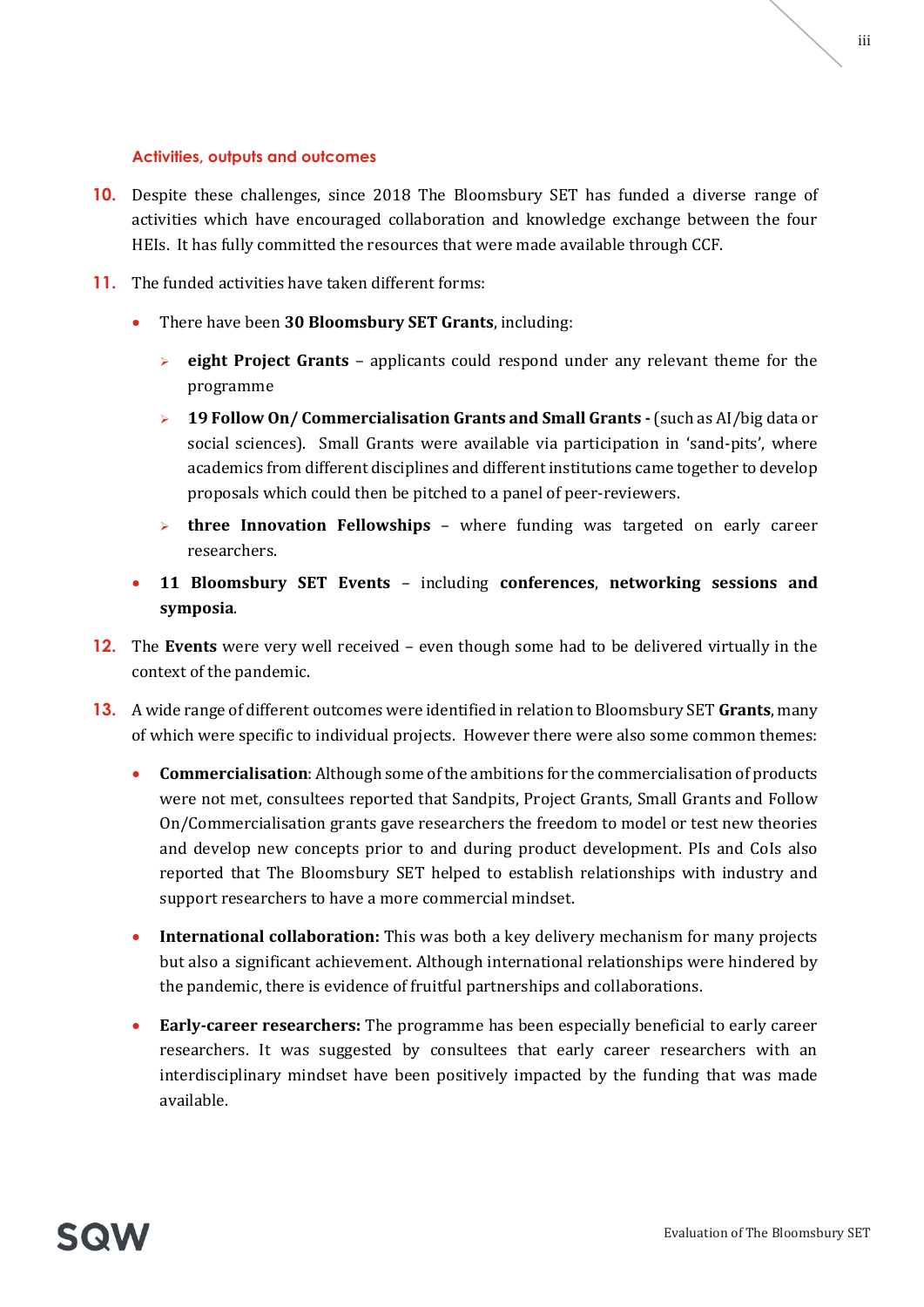#### Activities, outputs and outcomes

10. Despite these challenges, since 2018 The Bloomsbury SET has funded a diverse range of activities which have encouraged collaboration and knowledge exchange between the four HEIs. It has fully committed the resources that were made available through CCF.

11. The funded activities have taken different forms:

    - There have been **30 Bloomsbury SET Grants**, including:
        - **eight Project Grants** – applicants could respond under any relevant theme for the programme
        - **19 Follow On/ Commercialisation Grants and Small Grants -** (such as AI/big data or social sciences). Small Grants were available via participation in 'sand-pits', where academics from different disciplines and different institutions came together to develop proposals which could then be pitched to a panel of peer-reviewers.
        - **three Innovation Fellowships** – where funding was targeted on early career researchers.
    - **11 Bloomsbury SET Events** – including **conferences**, **networking sessions and symposia**.

12. The **Events** were very well received – even though some had to be delivered virtually in the context of the pandemic.

13. A wide range of different outcomes were identified in relation to Bloomsbury SET **Grants**, many of which were specific to individual projects. However there were also some common themes:

    - **Commercialisation**: Although some of the ambitions for the commercialisation of products were not met, consultees reported that Sandpits, Project Grants, Small Grants and Follow On/Commercialisation grants gave researchers the freedom to model or test new theories and develop new concepts prior to and during product development. PIs and CoIs also reported that The Bloomsbury SET helped to establish relationships with industry and support researchers to have a more commercial mindset.
    - **International collaboration:** This was both a key delivery mechanism for many projects but also a significant achievement. Although international relationships were hindered by the pandemic, there is evidence of fruitful partnerships and collaborations.
    - **Early-career researchers:** The programme has been especially beneficial to early career researchers. It was suggested by consultees that early career researchers with an interdisciplinary mindset have been positively impacted by the funding that was made available.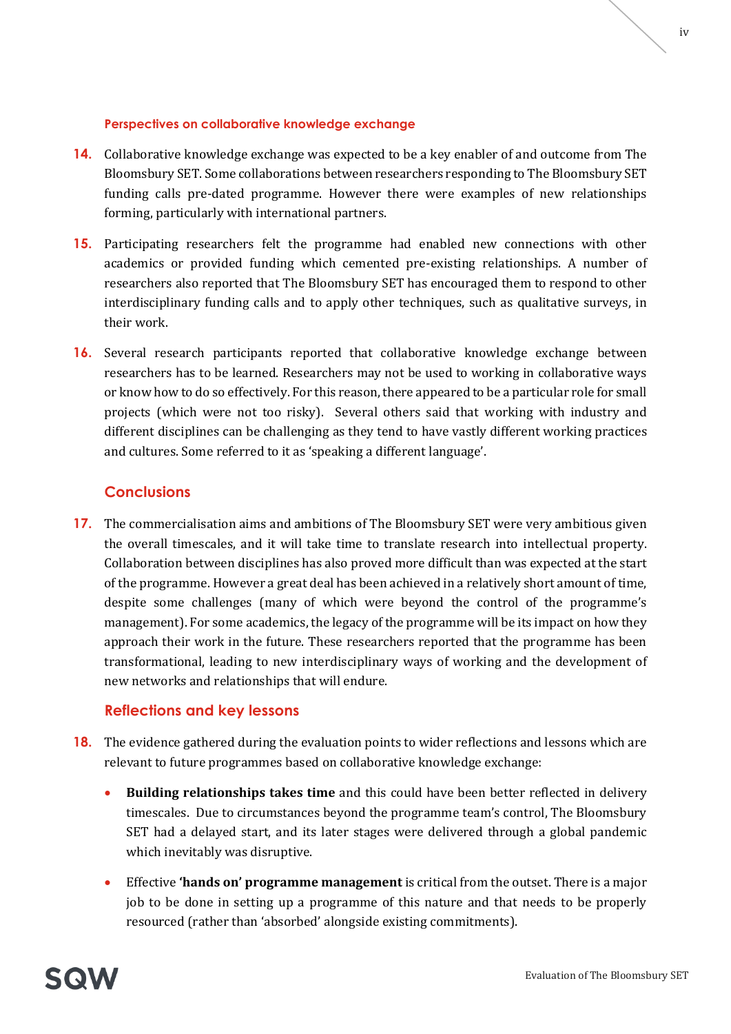### Perspectives on collaborative knowledge exchange

14. Collaborative knowledge exchange was expected to be a key enabler of and outcome from The Bloomsbury SET. Some collaborations between researchers responding to The Bloomsbury SET funding calls pre-dated programme. However there were examples of new relationships forming, particularly with international partners.

15. Participating researchers felt the programme had enabled new connections with other academics or provided funding which cemented pre-existing relationships. A number of researchers also reported that The Bloomsbury SET has encouraged them to respond to other interdisciplinary funding calls and to apply other techniques, such as qualitative surveys, in their work.

16. Several research participants reported that collaborative knowledge exchange between researchers has to be learned. Researchers may not be used to working in collaborative ways or know how to do so effectively. For this reason, there appeared to be a particular role for small projects (which were not too risky). Several others said that working with industry and different disciplines can be challenging as they tend to have vastly different working practices and cultures. Some referred to it as 'speaking a different language'.

## Conclusions

17. The commercialisation aims and ambitions of The Bloomsbury SET were very ambitious given the overall timescales, and it will take time to translate research into intellectual property. Collaboration between disciplines has also proved more difficult than was expected at the start of the programme. However a great deal has been achieved in a relatively short amount of time, despite some challenges (many of which were beyond the control of the programme's management). For some academics, the legacy of the programme will be its impact on how they approach their work in the future. These researchers reported that the programme has been transformational, leading to new interdisciplinary ways of working and the development of new networks and relationships that will endure.

## Reflections and key lessons

18. The evidence gathered during the evaluation points to wider reflections and lessons which are relevant to future programmes based on collaborative knowledge exchange:

- **Building relationships takes time** and this could have been better reflected in delivery timescales. Due to circumstances beyond the programme team's control, The Bloomsbury SET had a delayed start, and its later stages were delivered through a global pandemic which inevitably was disruptive.
- Effective **'hands on' programme management** is critical from the outset. There is a major job to be done in setting up a programme of this nature and that needs to be properly resourced (rather than 'absorbed' alongside existing commitments).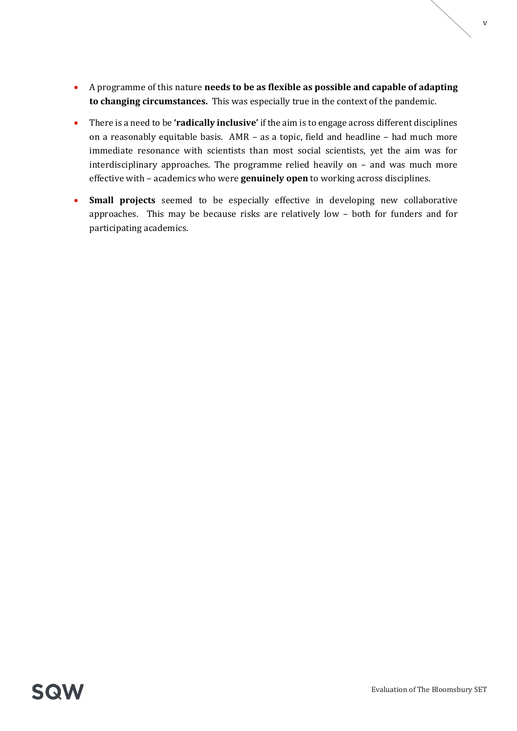- A programme of this nature **needs to be as flexible as possible and capable of adapting to changing circumstances.** This was especially true in the context of the pandemic.
- There is a need to be **'radically inclusive'** if the aim is to engage across different disciplines on a reasonably equitable basis. AMR – as a topic, field and headline – had much more immediate resonance with scientists than most social scientists, yet the aim was for interdisciplinary approaches. The programme relied heavily on – and was much more effective with – academics who were **genuinely open** to working across disciplines.
- **Small projects** seemed to be especially effective in developing new collaborative approaches. This may be because risks are relatively low – both for funders and for participating academics.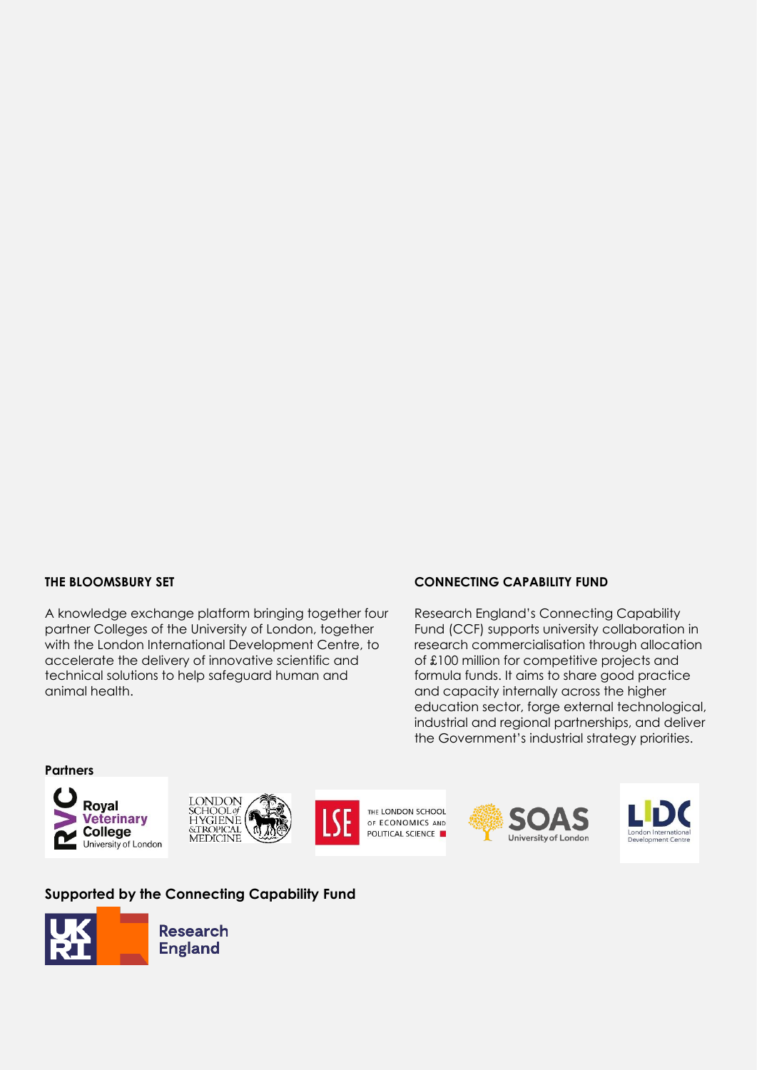## THE BLOOMSBURY SET

A knowledge exchange platform bringing together four partner Colleges of the University of London, together with the London International Development Centre, to accelerate the delivery of innovative scientific and technical solutions to help safeguard human and animal health.

## CONNECTING CAPABILITY FUND

Research England's Connecting Capability Fund (CCF) supports university collaboration in research commercialisation through allocation of £100 million for competitive projects and formula funds. It aims to share good practice and capacity internally across the higher education sector, forge external technological, industrial and regional partnerships, and deliver the Government's industrial strategy priorities.

**Partners**

Royal Veterinary College University of London

London School of Hygiene & Tropical Medicine

The London School of Economics and Political Science

SOAS University of London

LIDC London International Development Centre

**Supported by the Connecting Capability Fund**

UKRI Research England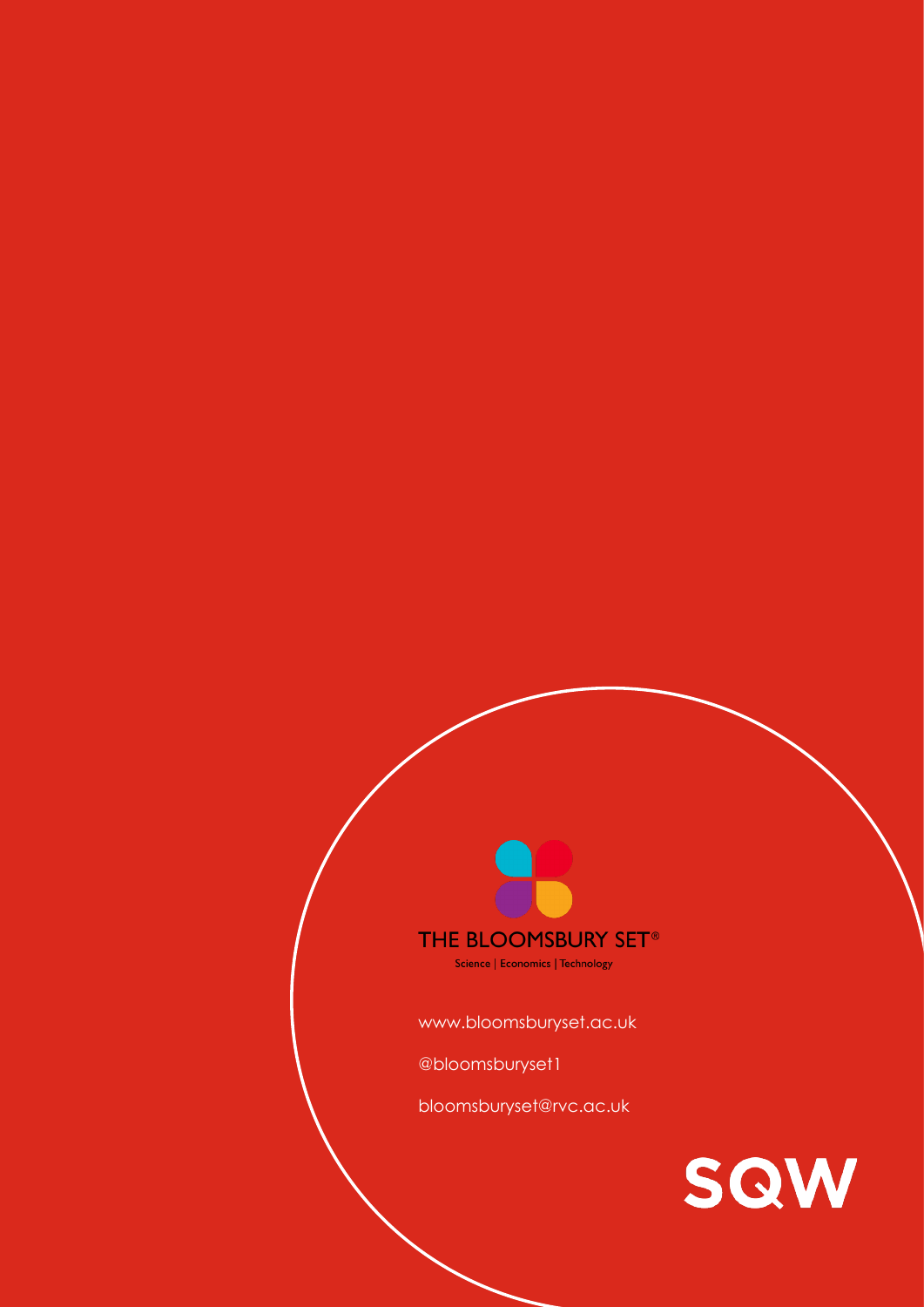THE BLOOMSBURY SET®

Science | Economics | Technology

www.bloomsburyset.ac.uk

@bloomsburyset1

bloomsburyset@rvc.ac.uk

SQW